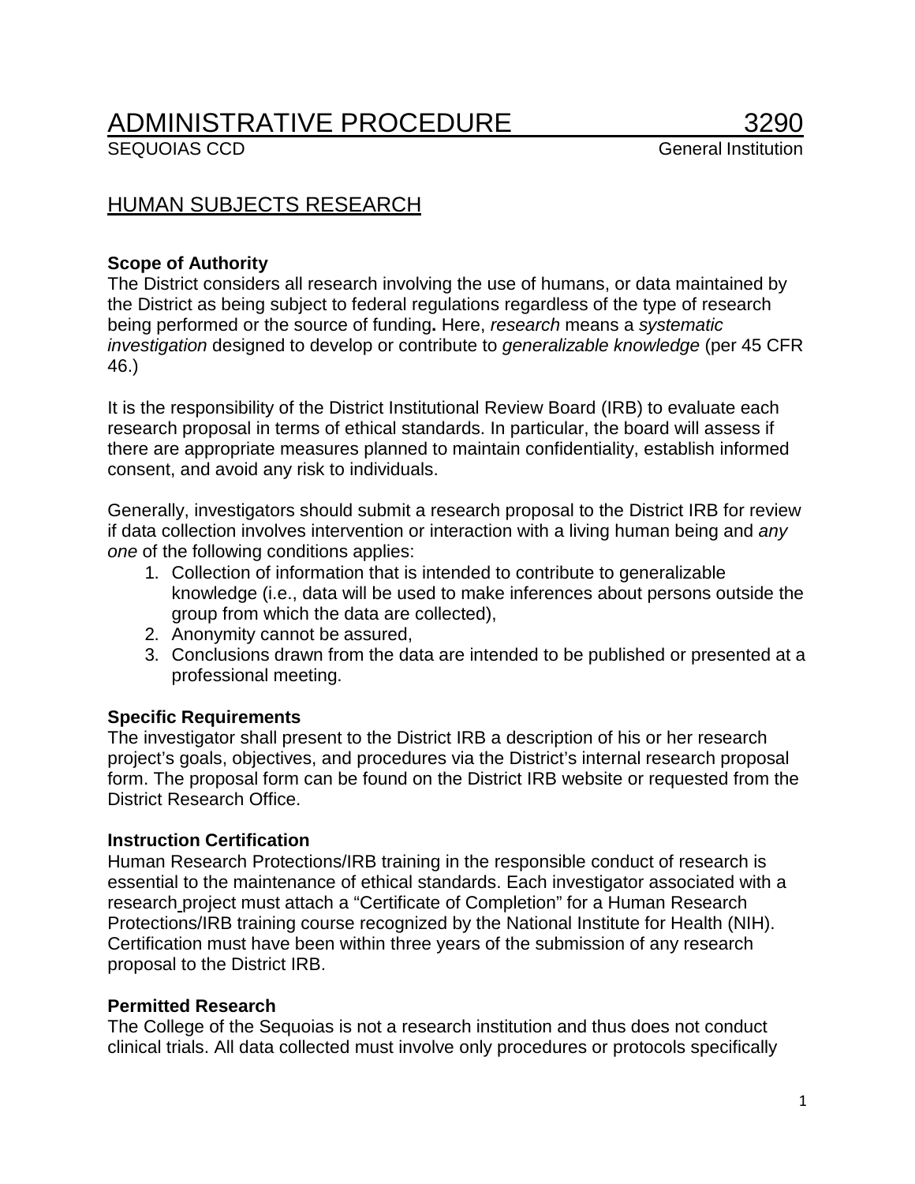# ADMINISTRATIVE PROCEDURE 3290

SEQUOIAS CCD General Institution

## HUMAN SUBJECTS RESEARCH

**Scope of Authority**

The District considers all research involving the use of humans, or data maintained by the District as being subject to federal regulations regardless of the type of research being performed or the source of funding**.** Here, *research* means a *systematic investigation* designed to develop or contribute to *generalizable knowledge* (per 45 CFR 46.)

It is the responsibility of the District Institutional Review Board (IRB) to evaluate each research proposal in terms of ethical standards. In particular, the board will assess if there are appropriate measures planned to maintain confidentiality, establish informed consent, and avoid any risk to individuals.

Generally, investigators should submit a research proposal to the District IRB for review if data collection involves intervention or interaction with a living human being and *any one* of the following conditions applies:

1. Collection of information that is intended to contribute to generalizable knowledge (i.e., data will be used to make inferences about persons outside the group from which the data are collected),
2. Anonymity cannot be assured,
3. Conclusions drawn from the data are intended to be published or presented at a professional meeting.

**Specific Requirements**

The investigator shall present to the District IRB a description of his or her research project's goals, objectives, and procedures via the District's internal research proposal form. The proposal form can be found on the District IRB website or requested from the District Research Office.

**Instruction Certification**

Human Research Protections/IRB training in the responsible conduct of research is essential to the maintenance of ethical standards. Each investigator associated with a research project must attach a "Certificate of Completion" for a Human Research Protections/IRB training course recognized by the National Institute for Health (NIH). Certification must have been within three years of the submission of any research proposal to the District IRB.

**Permitted Research**

The College of the Sequoias is not a research institution and thus does not conduct clinical trials. All data collected must involve only procedures or protocols specifically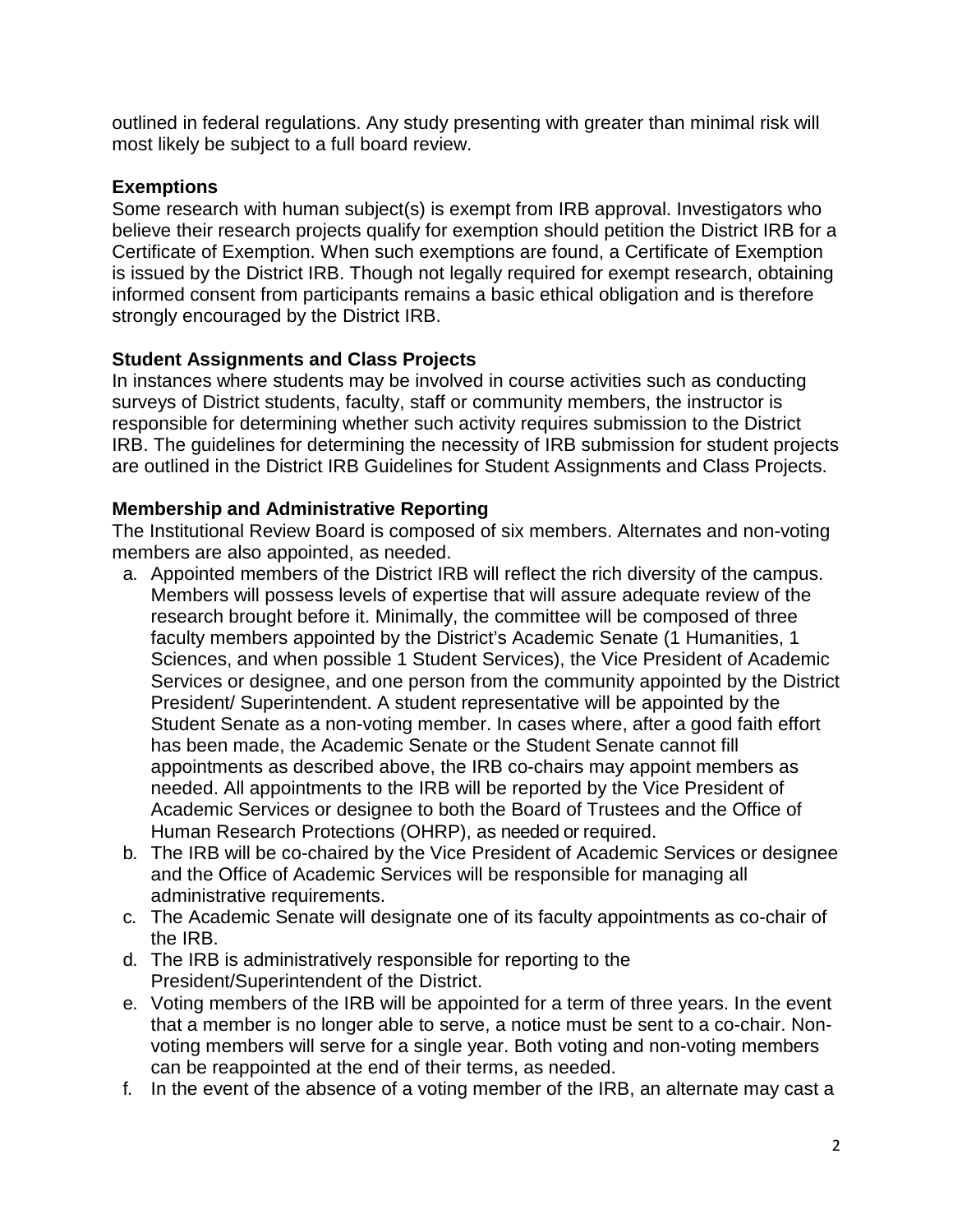outlined in federal regulations. Any study presenting with greater than minimal risk will most likely be subject to a full board review.

### Exemptions

Some research with human subject(s) is exempt from IRB approval. Investigators who believe their research projects qualify for exemption should petition the District IRB for a Certificate of Exemption. When such exemptions are found, a Certificate of Exemption is issued by the District IRB. Though not legally required for exempt research, obtaining informed consent from participants remains a basic ethical obligation and is therefore strongly encouraged by the District IRB.

### Student Assignments and Class Projects

In instances where students may be involved in course activities such as conducting surveys of District students, faculty, staff or community members, the instructor is responsible for determining whether such activity requires submission to the District IRB. The guidelines for determining the necessity of IRB submission for student projects are outlined in the District IRB Guidelines for Student Assignments and Class Projects.

### Membership and Administrative Reporting

The Institutional Review Board is composed of six members. Alternates and non-voting members are also appointed, as needed.

a. Appointed members of the District IRB will reflect the rich diversity of the campus. Members will possess levels of expertise that will assure adequate review of the research brought before it. Minimally, the committee will be composed of three faculty members appointed by the District's Academic Senate (1 Humanities, 1 Sciences, and when possible 1 Student Services), the Vice President of Academic Services or designee, and one person from the community appointed by the District President/ Superintendent. A student representative will be appointed by the Student Senate as a non-voting member. In cases where, after a good faith effort has been made, the Academic Senate or the Student Senate cannot fill appointments as described above, the IRB co-chairs may appoint members as needed. All appointments to the IRB will be reported by the Vice President of Academic Services or designee to both the Board of Trustees and the Office of Human Research Protections (OHRP), as needed or required.
b. The IRB will be co-chaired by the Vice President of Academic Services or designee and the Office of Academic Services will be responsible for managing all administrative requirements.
c. The Academic Senate will designate one of its faculty appointments as co-chair of the IRB.
d. The IRB is administratively responsible for reporting to the President/Superintendent of the District.
e. Voting members of the IRB will be appointed for a term of three years. In the event that a member is no longer able to serve, a notice must be sent to a co-chair. Non-voting members will serve for a single year. Both voting and non-voting members can be reappointed at the end of their terms, as needed.
f. In the event of the absence of a voting member of the IRB, an alternate may cast a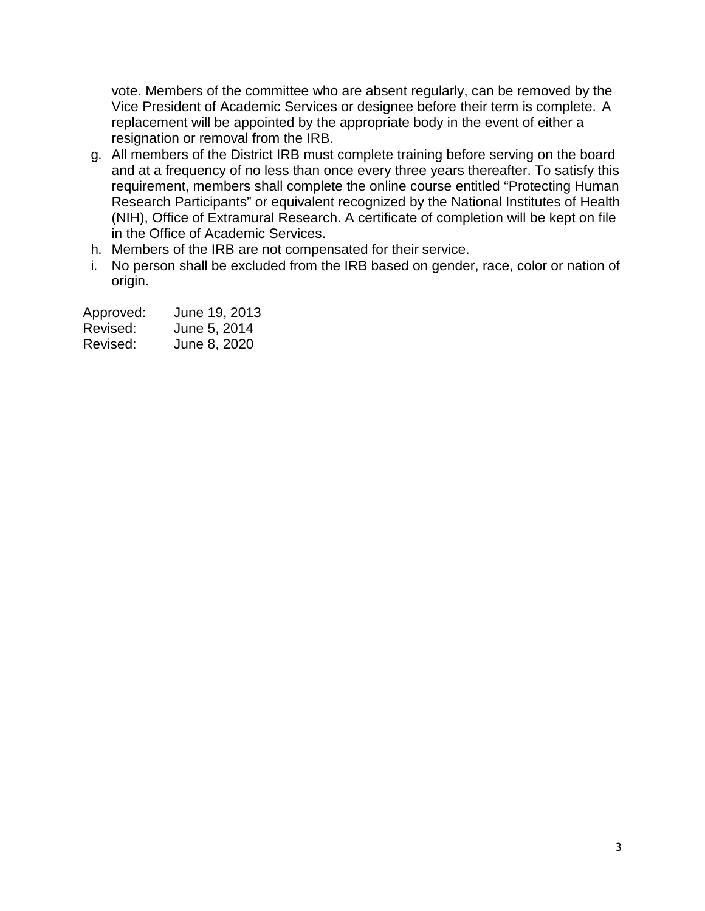vote. Members of the committee who are absent regularly, can be removed by the Vice President of Academic Services or designee before their term is complete. A replacement will be appointed by the appropriate body in the event of either a resignation or removal from the IRB.

g. All members of the District IRB must complete training before serving on the board and at a frequency of no less than once every three years thereafter. To satisfy this requirement, members shall complete the online course entitled "Protecting Human Research Participants" or equivalent recognized by the National Institutes of Health (NIH), Office of Extramural Research. A certificate of completion will be kept on file in the Office of Academic Services.
h. Members of the IRB are not compensated for their service.
i. No person shall be excluded from the IRB based on gender, race, color or nation of origin.

| | |
|---|---|
| Approved: | June 19, 2013 |
| Revised: | June 5, 2014 |
| Revised: | June 8, 2020 |